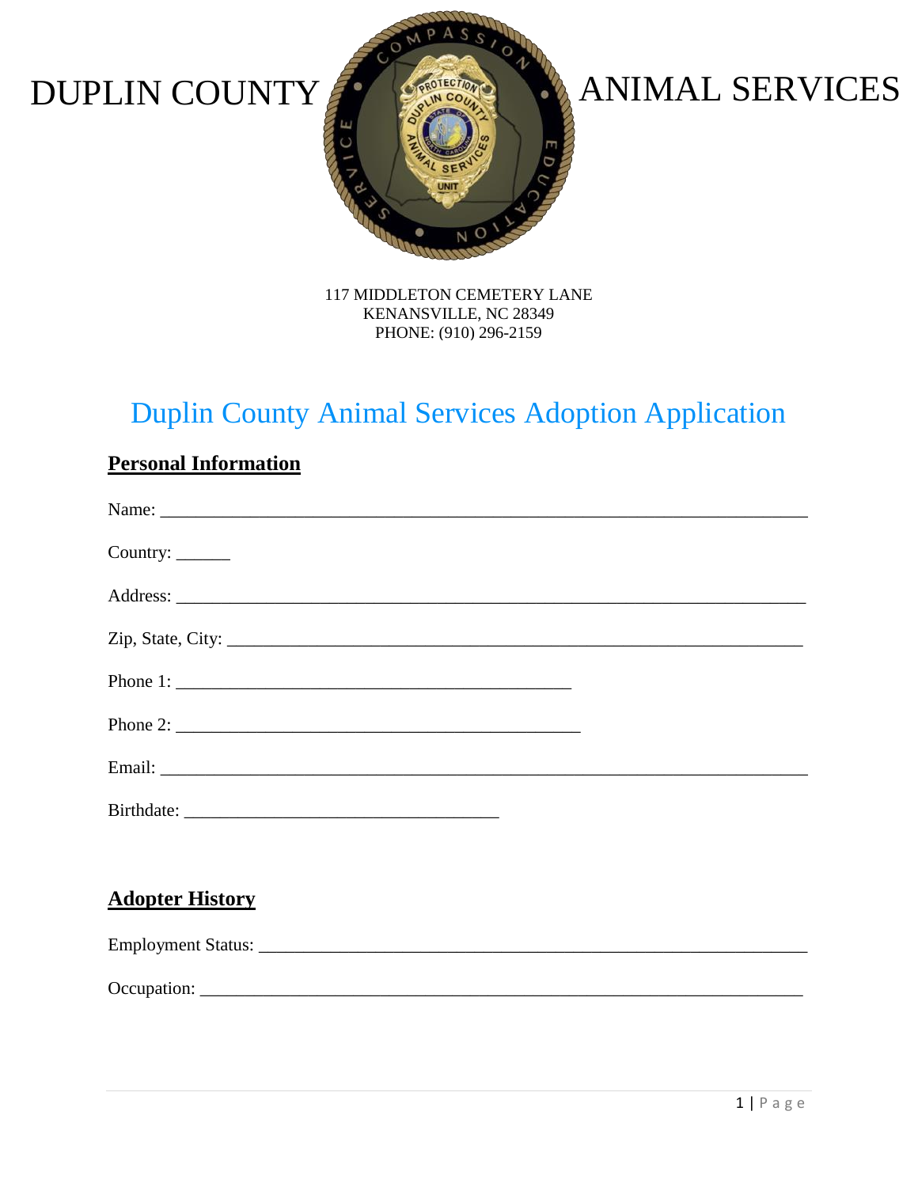DUPLIN COUNTY ANIMAL SERVICES

117 MIDDLETON CEMETERY LANE
KENANSVILLE, NC 28349
PHONE: (910) 296-2159

# Duplin County Animal Services Adoption Application

## Personal Information

Name: ______________________________________________________________________

Country: ______

Address: ____________________________________________________________________

Zip, State, City: ______________________________________________________________

Phone 1: ___________________________________________

Phone 2: ____________________________________________

Email: ______________________________________________________________________

Birthdate: __________________________________

## Adopter History

Employment Status: ___________________________________________________________

Occupation: _________________________________________________________________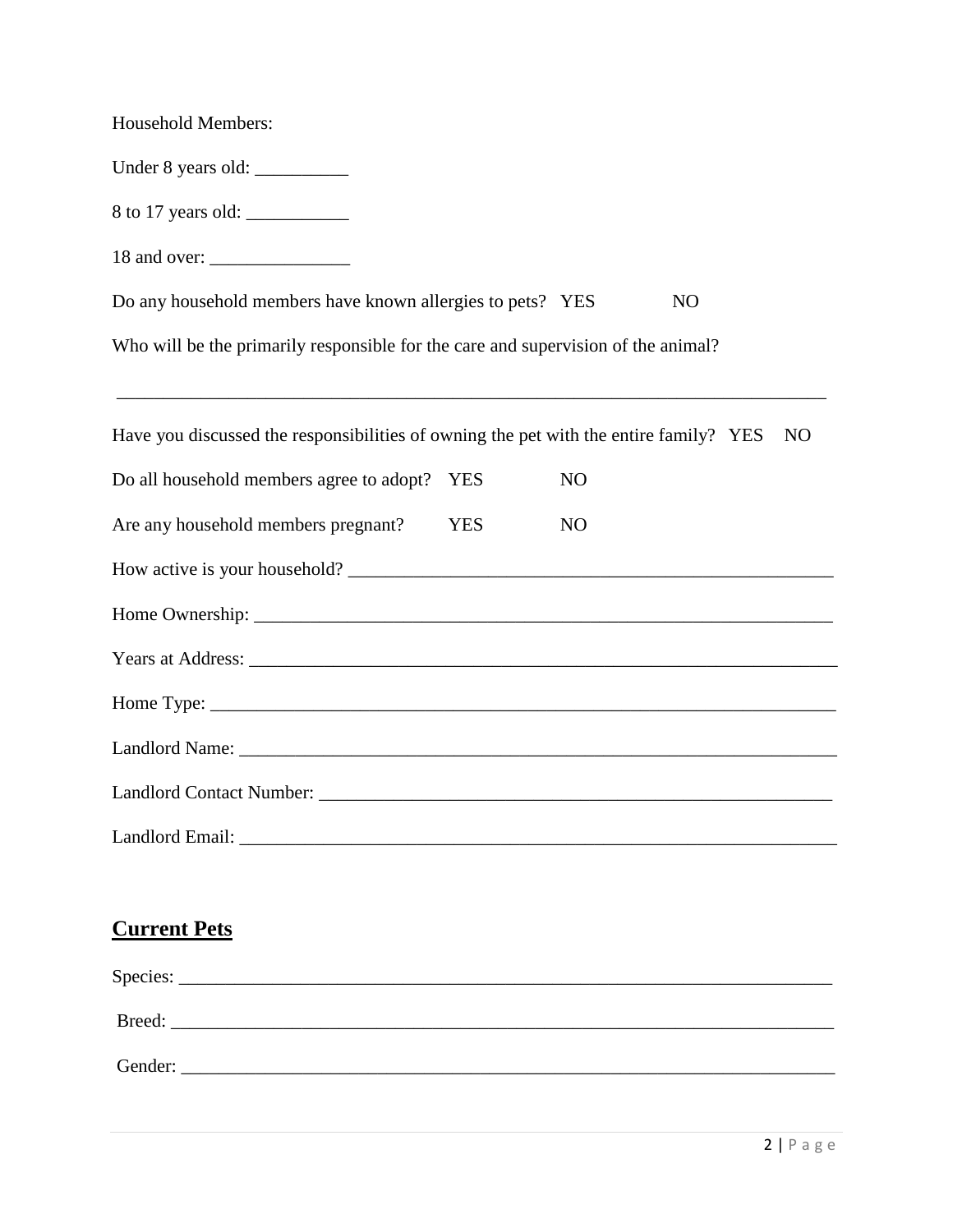Household Members:

Under 8 years old: __________

8 to 17 years old: ___________

18 and over: _______________

Do any household members have known allergies to pets?   YES   NO

Who will be the primarily responsible for the care and supervision of the animal?

______________________________________________________________________________

Have you discussed the responsibilities of owning the pet with the entire family?   YES   NO

Do all household members agree to adopt?   YES   NO

Are any household members pregnant?   YES   NO

How active is your household? ______________________________________________________

Home Ownership: _______________________________________________________________

Years at Address: _______________________________________________________________

Home Type: ____________________________________________________________________

Landlord Name: _________________________________________________________________

Landlord Contact Number: _______________________________________________________

Landlord Email: _________________________________________________________________

## **Current Pets**

Species: ______________________________________________________________________

Breed: _______________________________________________________________________

Gender: ______________________________________________________________________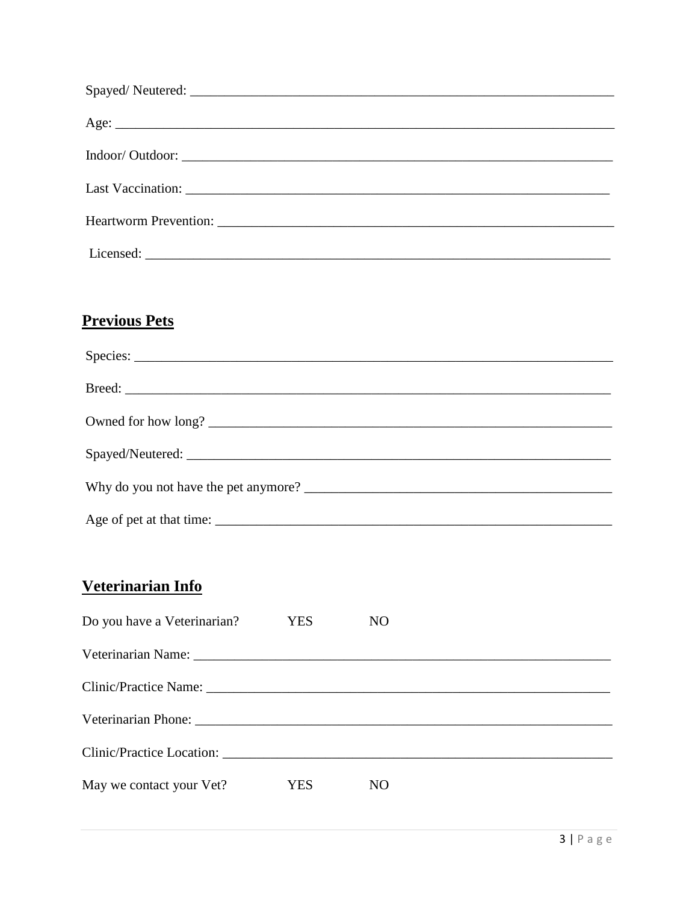Spayed/ Neutered: ___________________________________________________________________

Age: ______________________________________________________________________________

Indoor/ Outdoor: ____________________________________________________________________

Last Vaccination: ___________________________________________________________________

Heartworm Prevention: _______________________________________________________________

Licensed: __________________________________________________________________________

## Previous Pets

Species: ___________________________________________________________________________

Breed: ____________________________________________________________________________

Owned for how long? _________________________________________________________________

Spayed/Neutered: ____________________________________________________________________

Why do you not have the pet anymore? ___________________________________________________

Age of pet at that time: _______________________________________________________________

## Veterinarian Info

Do you have a Veterinarian? YES NO

Veterinarian Name: ___________________________________________________________________

Clinic/Practice Name: _________________________________________________________________

Veterinarian Phone: ___________________________________________________________________

Clinic/Practice Location: _______________________________________________________________

May we contact your Vet? YES NO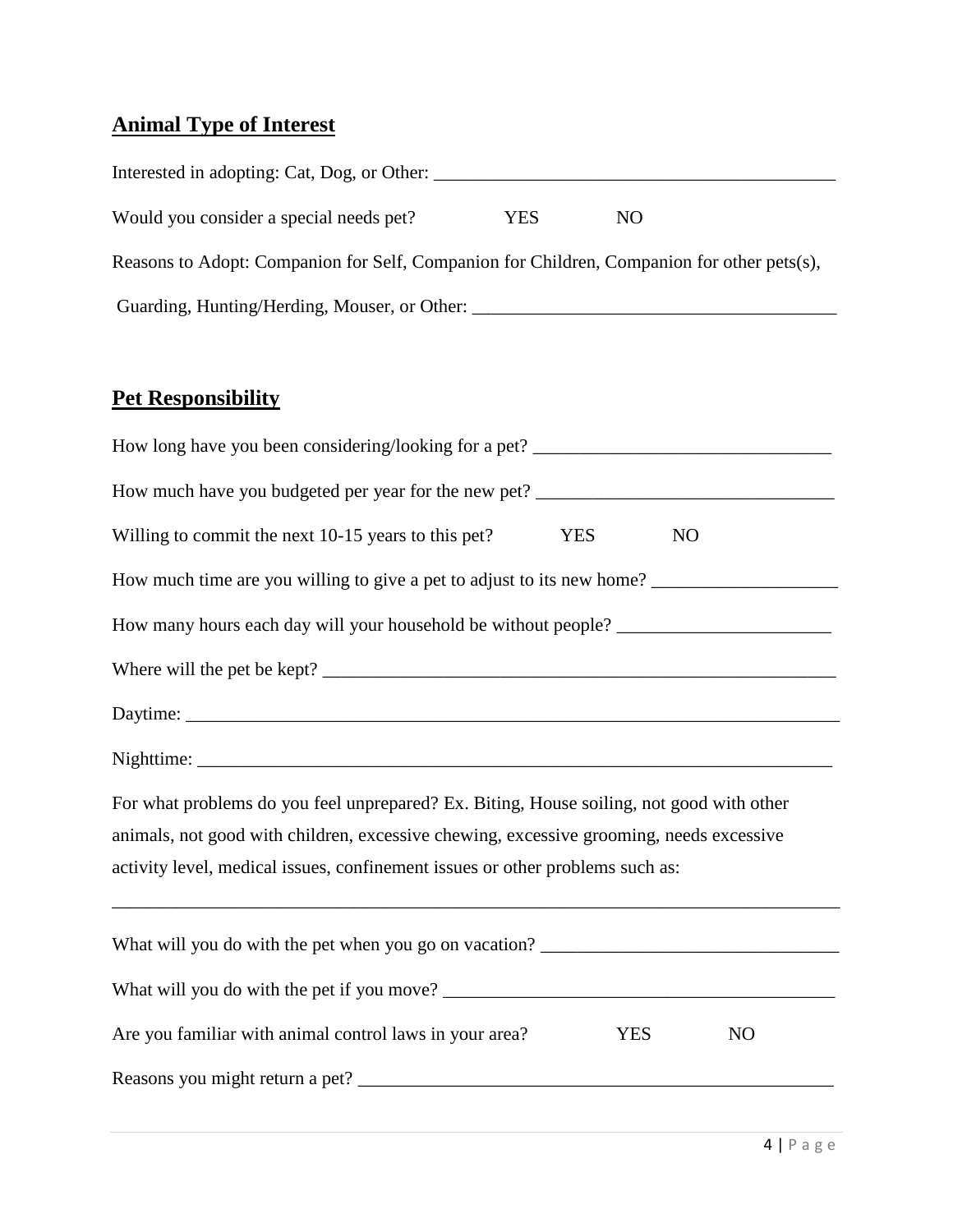## Animal Type of Interest

Interested in adopting: Cat, Dog, or Other: ___________________________________________

Would you consider a special needs pet? YES NO

Reasons to Adopt: Companion for Self, Companion for Children, Companion for other pets(s), Guarding, Hunting/Herding, Mouser, or Other: _______________________________________

## Pet Responsibility

How long have you been considering/looking for a pet? ________________________________

How much have you budgeted per year for the new pet? ________________________________

Willing to commit the next 10-15 years to this pet? YES NO

How much time are you willing to give a pet to adjust to its new home? ___________________

How many hours each day will your household be without people? ______________________

Where will the pet be kept? ______________________________________________________

Daytime: ____________________________________________________________________

Nighttime: ___________________________________________________________________

For what problems do you feel unprepared? Ex. Biting, House soiling, not good with other animals, not good with children, excessive chewing, excessive grooming, needs excessive activity level, medical issues, confinement issues or other problems such as:

_____________________________________________________________________________

What will you do with the pet when you go on vacation? _______________________________

What will you do with the pet if you move? __________________________________________

Are you familiar with animal control laws in your area? YES NO

Reasons you might return a pet? __________________________________________________